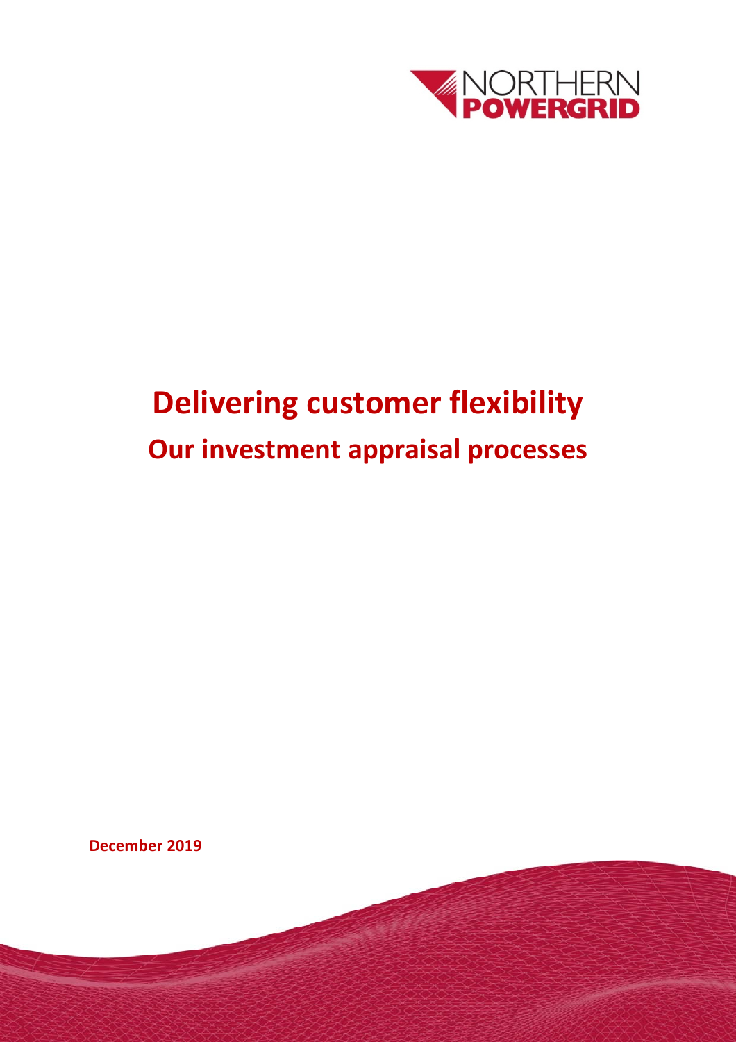NORTHERN POWERGRID

# Delivering customer flexibility

## Our investment appraisal processes

**December 2019**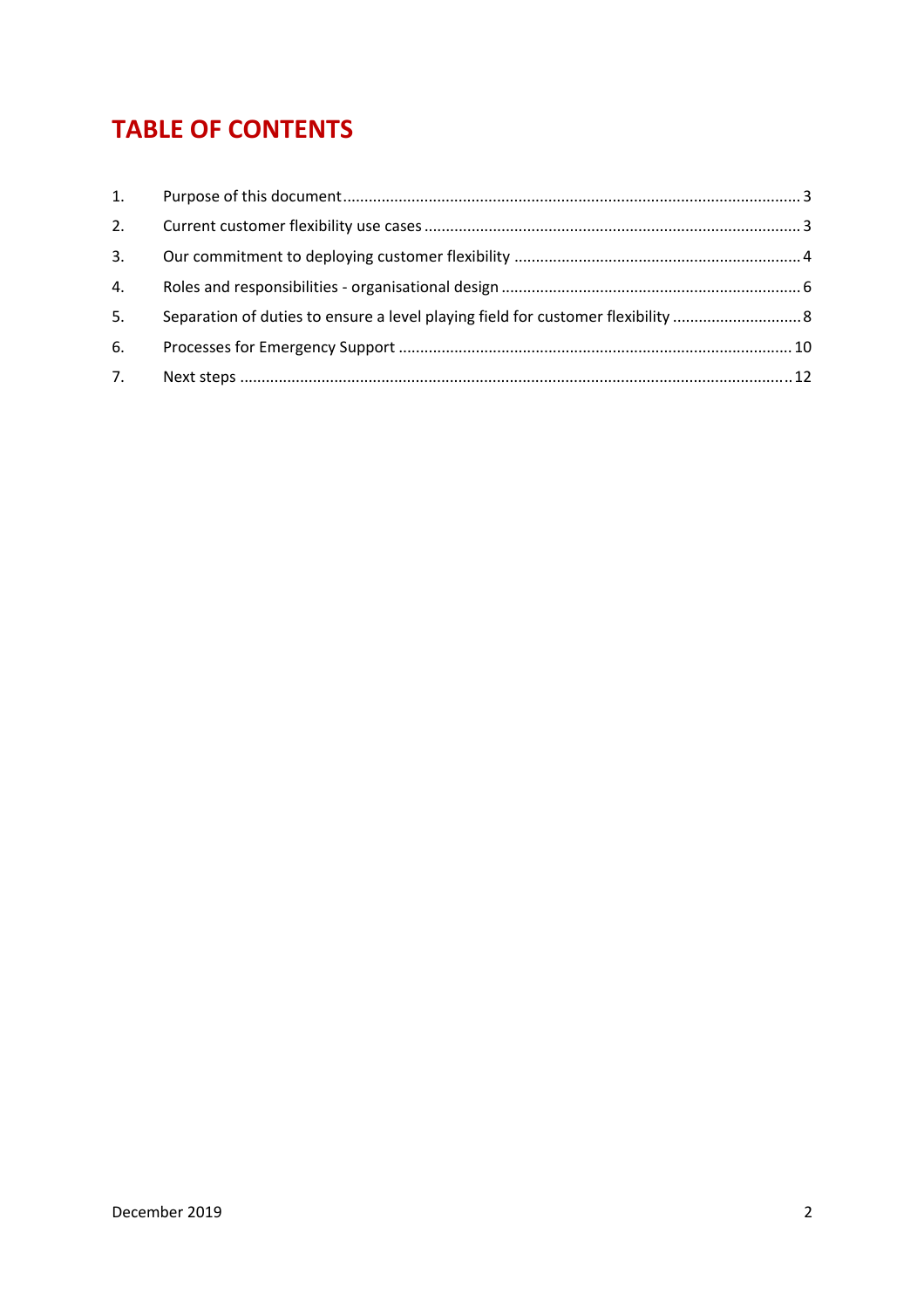# TABLE OF CONTENTS

1. Purpose of this document ........................................................................................................ 3
2. Current customer flexibility use cases ...................................................................................... 3
3. Our commitment to deploying customer flexibility ................................................................. 4
4. Roles and responsibilities - organisational design .................................................................... 6
5. Separation of duties to ensure a level playing field for customer flexibility ............................ 8
6. Processes for Emergency Support .......................................................................................... 10
7. Next steps ............................................................................................................................... 12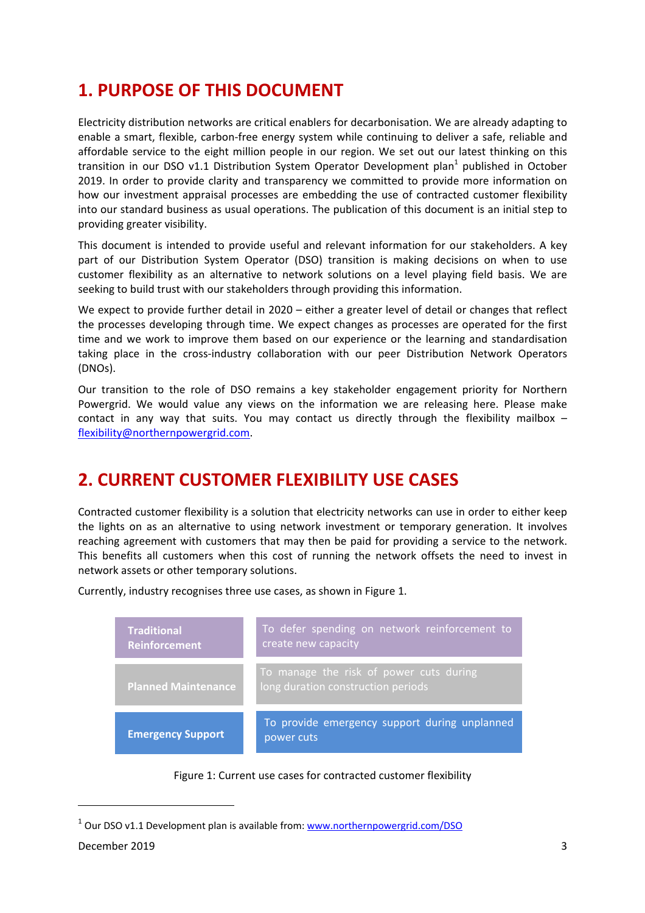## 1. PURPOSE OF THIS DOCUMENT

Electricity distribution networks are critical enablers for decarbonisation. We are already adapting to enable a smart, flexible, carbon-free energy system while continuing to deliver a safe, reliable and affordable service to the eight million people in our region. We set out our latest thinking on this transition in our DSO v1.1 Distribution System Operator Development plan[1] published in October 2019. In order to provide clarity and transparency we committed to provide more information on how our investment appraisal processes are embedding the use of contracted customer flexibility into our standard business as usual operations. The publication of this document is an initial step to providing greater visibility.

This document is intended to provide useful and relevant information for our stakeholders. A key part of our Distribution System Operator (DSO) transition is making decisions on when to use customer flexibility as an alternative to network solutions on a level playing field basis. We are seeking to build trust with our stakeholders through providing this information.

We expect to provide further detail in 2020 – either a greater level of detail or changes that reflect the processes developing through time. We expect changes as processes are operated for the first time and we work to improve them based on our experience or the learning and standardisation taking place in the cross-industry collaboration with our peer Distribution Network Operators (DNOs).

Our transition to the role of DSO remains a key stakeholder engagement priority for Northern Powergrid. We would value any views on the information we are releasing here. Please make contact in any way that suits. You may contact us directly through the flexibility mailbox – flexibility@northernpowergrid.com.

## 2. CURRENT CUSTOMER FLEXIBILITY USE CASES

Contracted customer flexibility is a solution that electricity networks can use in order to either keep the lights on as an alternative to using network investment or temporary generation. It involves reaching agreement with customers that may then be paid for providing a service to the network. This benefits all customers when this cost of running the network offsets the need to invest in network assets or other temporary solutions.

Currently, industry recognises three use cases, as shown in Figure 1.

| Use case | Purpose |
|---|---|
| **Traditional Reinforcement** | To defer spending on network reinforcement to create new capacity |
| **Planned Maintenance** | To manage the risk of power cuts during long duration construction periods |
| **Emergency Support** | To provide emergency support during unplanned power cuts |

Figure 1: Current use cases for contracted customer flexibility

[1] Our DSO v1.1 Development plan is available from: www.northernpowergrid.com/DSO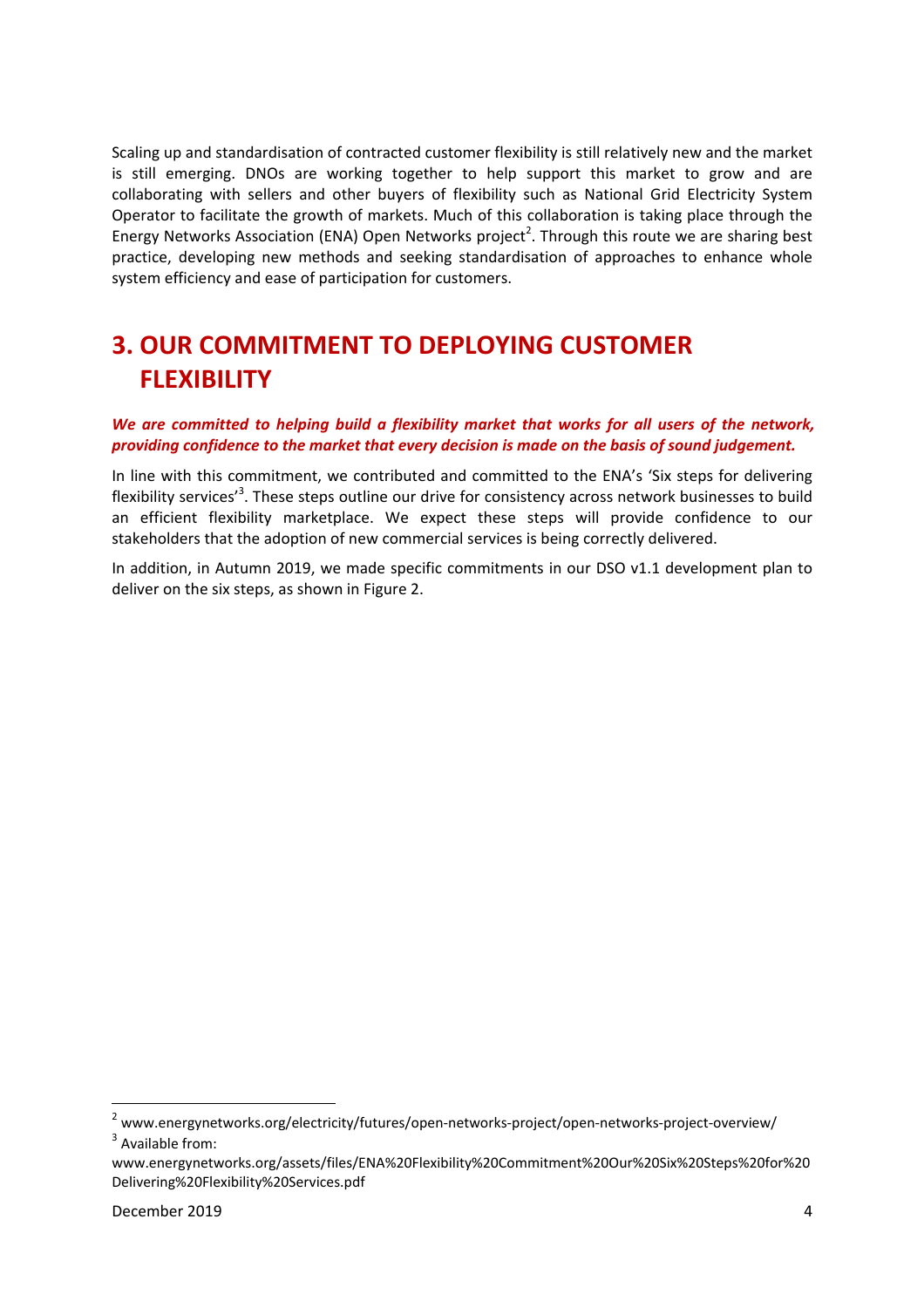Scaling up and standardisation of contracted customer flexibility is still relatively new and the market is still emerging. DNOs are working together to help support this market to grow and are collaborating with sellers and other buyers of flexibility such as National Grid Electricity System Operator to facilitate the growth of markets. Much of this collaboration is taking place through the Energy Networks Association (ENA) Open Networks project[2]. Through this route we are sharing best practice, developing new methods and seeking standardisation of approaches to enhance whole system efficiency and ease of participation for customers.

# 3. OUR COMMITMENT TO DEPLOYING CUSTOMER FLEXIBILITY

***We are committed to helping build a flexibility market that works for all users of the network, providing confidence to the market that every decision is made on the basis of sound judgement.***

In line with this commitment, we contributed and committed to the ENA's 'Six steps for delivering flexibility services'[3]. These steps outline our drive for consistency across network businesses to build an efficient flexibility marketplace. We expect these steps will provide confidence to our stakeholders that the adoption of new commercial services is being correctly delivered.

In addition, in Autumn 2019, we made specific commitments in our DSO v1.1 development plan to deliver on the six steps, as shown in Figure 2.

---

[2] www.energynetworks.org/electricity/futures/open-networks-project/open-networks-project-overview/

[3] Available from: www.energynetworks.org/assets/files/ENA%20Flexibility%20Commitment%20Our%20Six%20Steps%20for%20Delivering%20Flexibility%20Services.pdf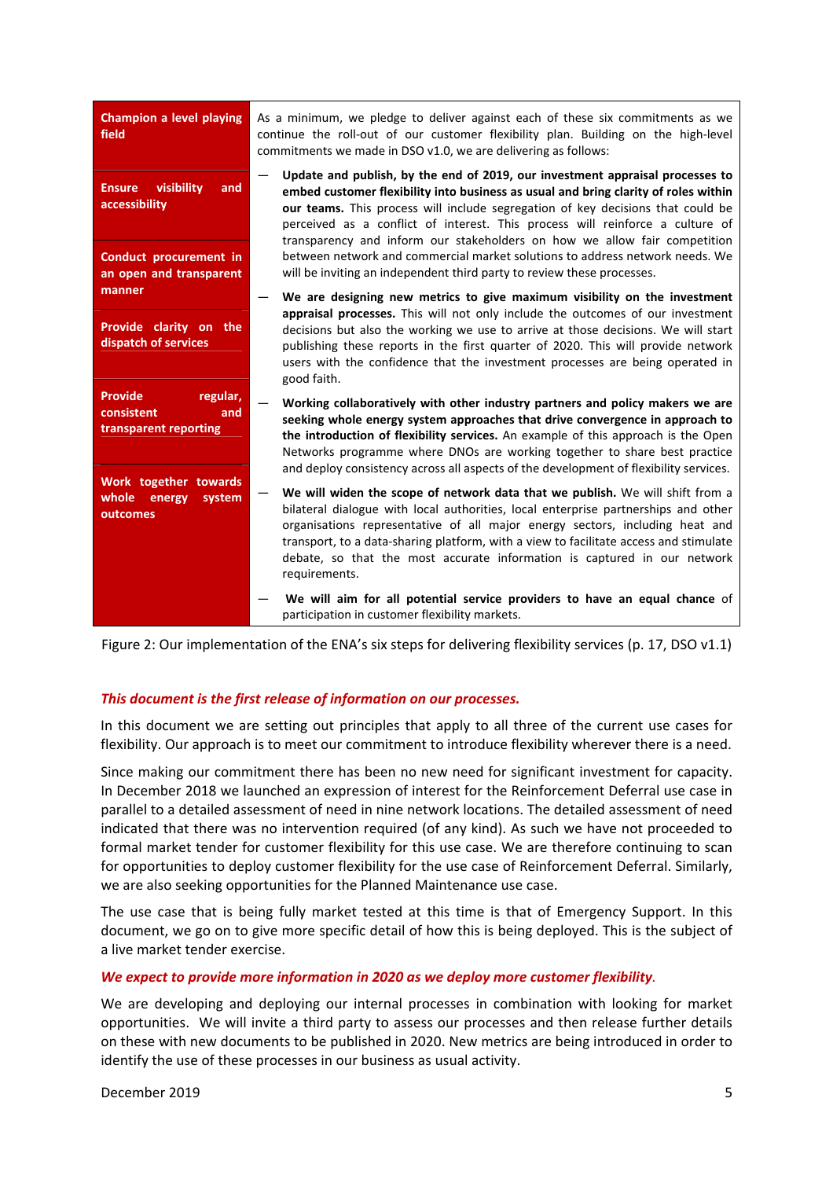| | |
|---|---|
| **Champion a level playing field**<br><br>**Ensure visibility and accessibility**<br><br>**Conduct procurement in an open and transparent manner**<br><br>**Provide clarity on the dispatch of services**<br><br>**Provide regular, consistent and transparent reporting**<br><br>**Work together towards whole energy system outcomes** | As a minimum, we pledge to deliver against each of these six commitments as we continue the roll-out of our customer flexibility plan. Building on the high-level commitments we made in DSO v1.0, we are delivering as follows:<br><br>— **Update and publish, by the end of 2019, our investment appraisal processes to embed customer flexibility into business as usual and bring clarity of roles within our teams.** This process will include segregation of key decisions that could be perceived as a conflict of interest. This process will reinforce a culture of transparency and inform our stakeholders on how we allow fair competition between network and commercial market solutions to address network needs. We will be inviting an independent third party to review these processes.<br><br>— **We are designing new metrics to give maximum visibility on the investment appraisal processes.** This will not only include the outcomes of our investment decisions but also the working we use to arrive at those decisions. We will start publishing these reports in the first quarter of 2020. This will provide network users with the confidence that the investment processes are being operated in good faith.<br><br>— **Working collaboratively with other industry partners and policy makers we are seeking whole energy system approaches that drive convergence in approach to the introduction of flexibility services.** An example of this approach is the Open Networks programme where DNOs are working together to share best practice and deploy consistency across all aspects of the development of flexibility services.<br><br>— **We will widen the scope of network data that we publish.** We will shift from a bilateral dialogue with local authorities, local enterprise partnerships and other organisations representative of all major energy sectors, including heat and transport, to a data-sharing platform, with a view to facilitate access and stimulate debate, so that the most accurate information is captured in our network requirements.<br><br>— **We will aim for all potential service providers to have an equal chance** of participation in customer flexibility markets. |

Figure 2: Our implementation of the ENA's six steps for delivering flexibility services (p. 17, DSO v1.1)

***This document is the first release of information on our processes.***

In this document we are setting out principles that apply to all three of the current use cases for flexibility. Our approach is to meet our commitment to introduce flexibility wherever there is a need.

Since making our commitment there has been no new need for significant investment for capacity. In December 2018 we launched an expression of interest for the Reinforcement Deferral use case in parallel to a detailed assessment of need in nine network locations. The detailed assessment of need indicated that there was no intervention required (of any kind). As such we have not proceeded to formal market tender for customer flexibility for this use case. We are therefore continuing to scan for opportunities to deploy customer flexibility for the use case of Reinforcement Deferral. Similarly, we are also seeking opportunities for the Planned Maintenance use case.

The use case that is being fully market tested at this time is that of Emergency Support. In this document, we go on to give more specific detail of how this is being deployed. This is the subject of a live market tender exercise.

***We expect to provide more information in 2020 as we deploy more customer flexibility.***

We are developing and deploying our internal processes in combination with looking for market opportunities. We will invite a third party to assess our processes and then release further details on these with new documents to be published in 2020. New metrics are being introduced in order to identify the use of these processes in our business as usual activity.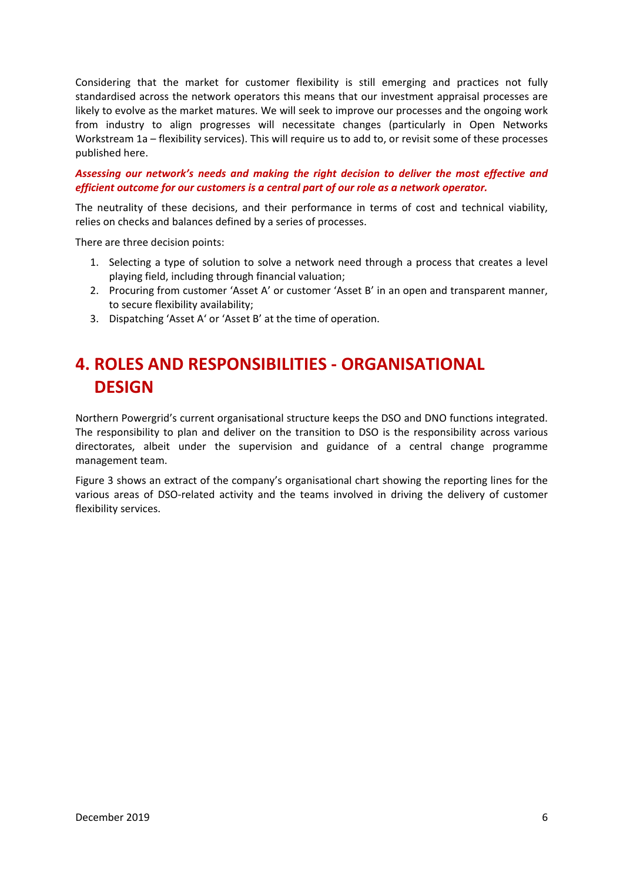Considering that the market for customer flexibility is still emerging and practices not fully standardised across the network operators this means that our investment appraisal processes are likely to evolve as the market matures. We will seek to improve our processes and the ongoing work from industry to align progresses will necessitate changes (particularly in Open Networks Workstream 1a – flexibility services). This will require us to add to, or revisit some of these processes published here.

***Assessing our network's needs and making the right decision to deliver the most effective and efficient outcome for our customers is a central part of our role as a network operator.***

The neutrality of these decisions, and their performance in terms of cost and technical viability, relies on checks and balances defined by a series of processes.

There are three decision points:

1. Selecting a type of solution to solve a network need through a process that creates a level playing field, including through financial valuation;
2. Procuring from customer 'Asset A' or customer 'Asset B' in an open and transparent manner, to secure flexibility availability;
3. Dispatching 'Asset A' or 'Asset B' at the time of operation.

# 4. ROLES AND RESPONSIBILITIES - ORGANISATIONAL DESIGN

Northern Powergrid's current organisational structure keeps the DSO and DNO functions integrated. The responsibility to plan and deliver on the transition to DSO is the responsibility across various directorates, albeit under the supervision and guidance of a central change programme management team.

Figure 3 shows an extract of the company's organisational chart showing the reporting lines for the various areas of DSO-related activity and the teams involved in driving the delivery of customer flexibility services.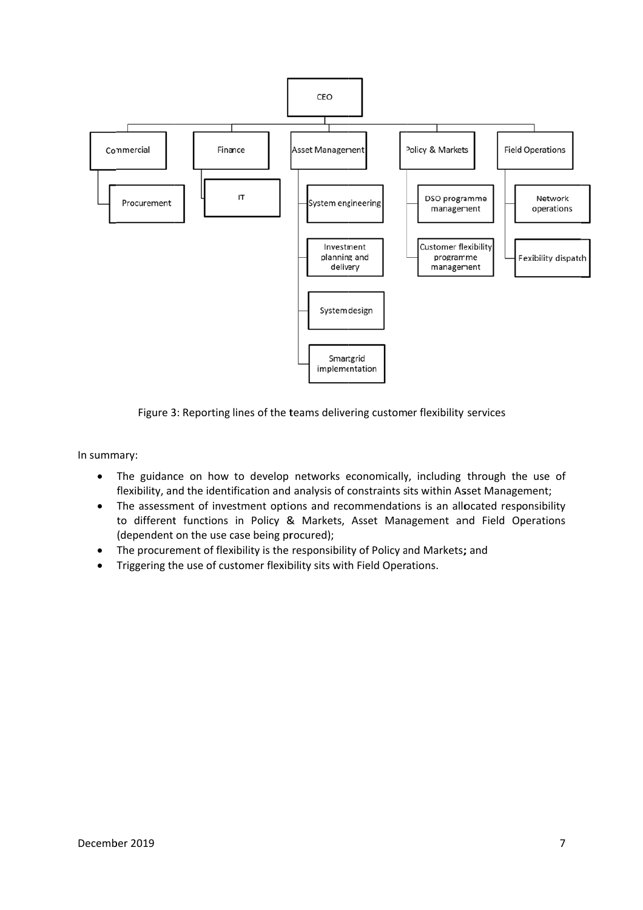Figure 3: Reporting lines of the teams delivering customer flexibility services

In summary:

- The guidance on how to develop networks economically, including through the use of flexibility, and the identification and analysis of constraints sits within Asset Management;
- The assessment of investment options and recommendations is an allocated responsibility to different functions in Policy & Markets, Asset Management and Field Operations (dependent on the use case being procured);
- The procurement of flexibility is the responsibility of Policy and Markets; and
- Triggering the use of customer flexibility sits with Field Operations.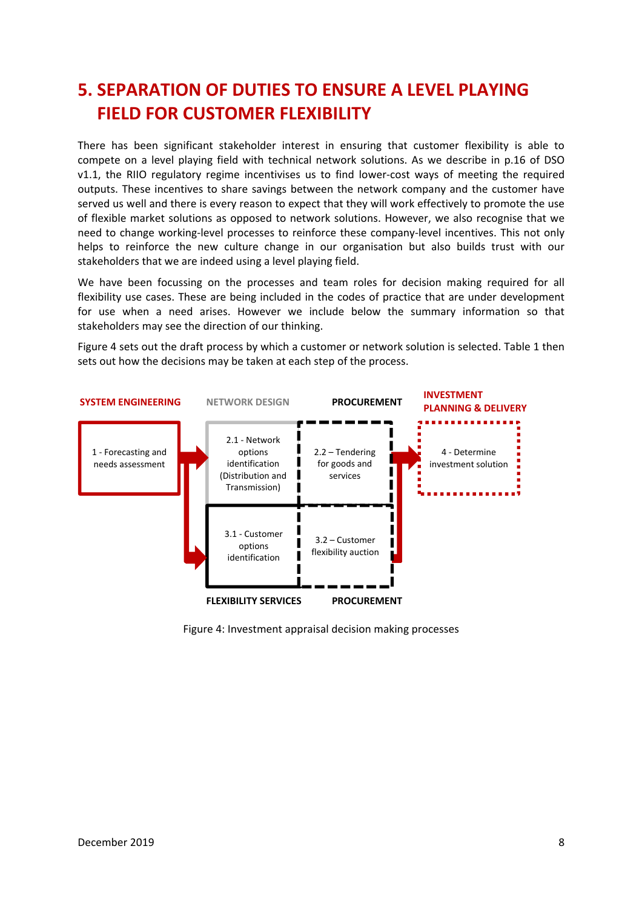# 5. SEPARATION OF DUTIES TO ENSURE A LEVEL PLAYING FIELD FOR CUSTOMER FLEXIBILITY

There has been significant stakeholder interest in ensuring that customer flexibility is able to compete on a level playing field with technical network solutions. As we describe in p.16 of DSO v1.1, the RIIO regulatory regime incentivises us to find lower-cost ways of meeting the required outputs. These incentives to share savings between the network company and the customer have served us well and there is every reason to expect that they will work effectively to promote the use of flexible market solutions as opposed to network solutions. However, we also recognise that we need to change working-level processes to reinforce these company-level incentives. This not only helps to reinforce the new culture change in our organisation but also builds trust with our stakeholders that we are indeed using a level playing field.

We have been focussing on the processes and team roles for decision making required for all flexibility use cases. These are being included in the codes of practice that are under development for use when a need arises. However we include below the summary information so that stakeholders may see the direction of our thinking.

Figure 4 sets out the draft process by which a customer or network solution is selected. Table 1 then sets out how the decisions may be taken at each step of the process.

SYSTEM ENGINEERING | NETWORK DESIGN | PROCUREMENT | INVESTMENT PLANNING & DELIVERY

1 - Forecasting and needs assessment

2.1 - Network options identification (Distribution and Transmission)

2.2 – Tendering for goods and services

3.1 - Customer options identification

3.2 – Customer flexibility auction

4 - Determine investment solution

FLEXIBILITY SERVICES | PROCUREMENT

Figure 4: Investment appraisal decision making processes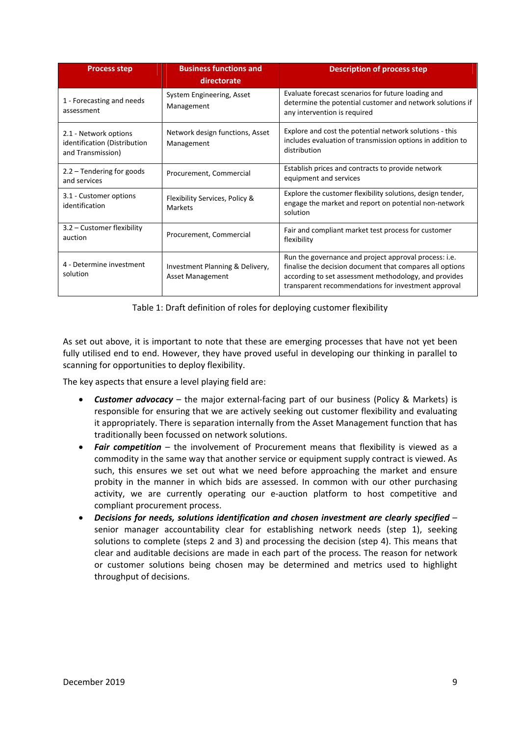| Process step | Business functions and directorate | Description of process step |
|---|---|---|
| 1 - Forecasting and needs assessment | System Engineering, Asset Management | Evaluate forecast scenarios for future loading and determine the potential customer and network solutions if any intervention is required |
| 2.1 - Network options identification (Distribution and Transmission) | Network design functions, Asset Management | Explore and cost the potential network solutions - this includes evaluation of transmission options in addition to distribution |
| 2.2 – Tendering for goods and services | Procurement, Commercial | Establish prices and contracts to provide network equipment and services |
| 3.1 - Customer options identification | Flexibility Services, Policy & Markets | Explore the customer flexibility solutions, design tender, engage the market and report on potential non-network solution |
| 3.2 – Customer flexibility auction | Procurement, Commercial | Fair and compliant market test process for customer flexibility |
| 4 - Determine investment solution | Investment Planning & Delivery, Asset Management | Run the governance and project approval process: i.e. finalise the decision document that compares all options according to set assessment methodology, and provides transparent recommendations for investment approval |

Table 1: Draft definition of roles for deploying customer flexibility

As set out above, it is important to note that these are emerging processes that have not yet been fully utilised end to end. However, they have proved useful in developing our thinking in parallel to scanning for opportunities to deploy flexibility.

The key aspects that ensure a level playing field are:

- ***Customer advocacy*** – the major external-facing part of our business (Policy & Markets) is responsible for ensuring that we are actively seeking out customer flexibility and evaluating it appropriately. There is separation internally from the Asset Management function that has traditionally been focussed on network solutions.
- ***Fair competition*** – the involvement of Procurement means that flexibility is viewed as a commodity in the same way that another service or equipment supply contract is viewed. As such, this ensures we set out what we need before approaching the market and ensure probity in the manner in which bids are assessed. In common with our other purchasing activity, we are currently operating our e-auction platform to host competitive and compliant procurement process.
- ***Decisions for needs, solutions identification and chosen investment are clearly specified*** – senior manager accountability clear for establishing network needs (step 1), seeking solutions to complete (steps 2 and 3) and processing the decision (step 4). This means that clear and auditable decisions are made in each part of the process. The reason for network or customer solutions being chosen may be determined and metrics used to highlight throughput of decisions.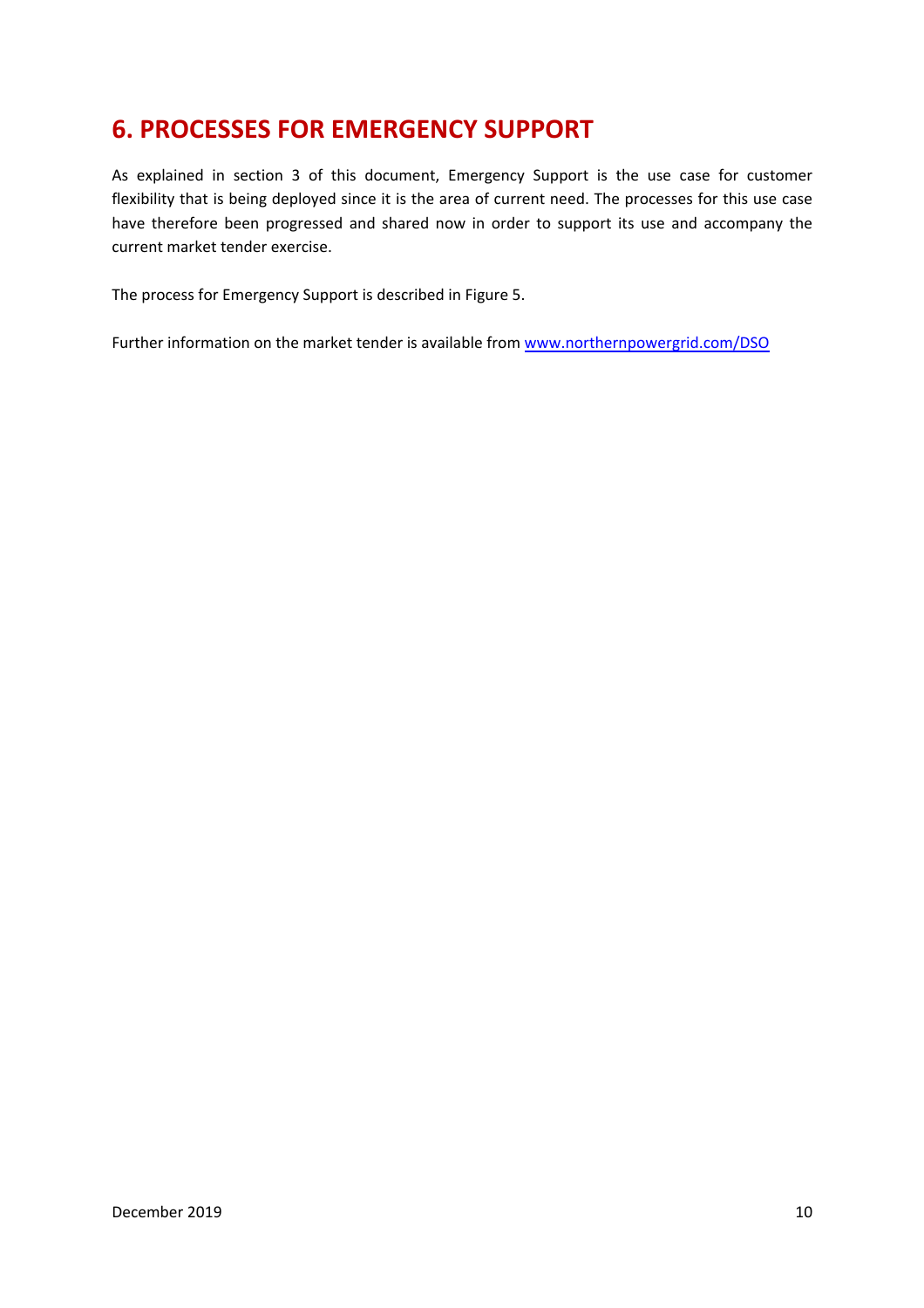## 6. PROCESSES FOR EMERGENCY SUPPORT

As explained in section 3 of this document, Emergency Support is the use case for customer flexibility that is being deployed since it is the area of current need. The processes for this use case have therefore been progressed and shared now in order to support its use and accompany the current market tender exercise.

The process for Emergency Support is described in Figure 5.

Further information on the market tender is available from [www.northernpowergrid.com/DSO](http://www.northernpowergrid.com/DSO)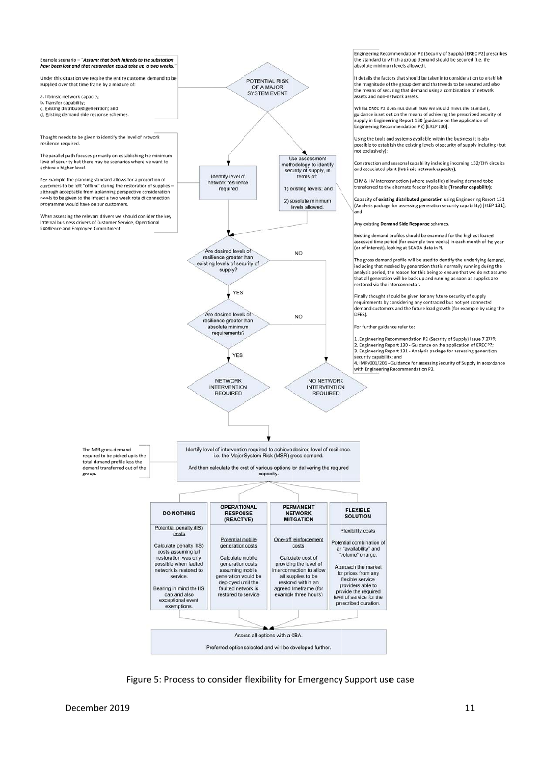Example scenario – "*Assume that both infeeds to the substation have been lost and that restoration could take up to two weeks.*"

Under this situation we require the entire customer demand to be supplied over that time frame by a mixture of:

a. Intrinsic network capacity;
b. Transfer capability;
c. Existing distributed generation; and
d. Existing demand side response schemes.

Thought needs to be given to identify the level of network resilience required.

The parallel path focuses primarily on establishing the minimum level of security but there may be scenarios where we want to achieve a higher level.

For example the planning standard allows for a proportion of customers to be left "offline" during the restoration of supplies – although acceptable from a planning perspective consideration needs to be given to the impact a two week rota disconnection programme would have on our customers.

When assessing the relevant drivers we should consider the key internal business drivers of Customer Service, Operational Excellence and Employee Commitment.

**POTENTIAL RISK OF A MAJOR SYSTEM EVENT**

Identify level of network resilience required

Use assessment methodology to identify security of supply, in terms of:

1) existing levels; and

2) absolute minimum levels allowed.

Are desired levels of resilience greater than existing levels of security of supply? — NO → NO NETWORK INTERVENTION REQUIRED

YES ↓

Are desired levels of resilience greater than absolute minimum requirements? — NO → NO NETWORK INTERVENTION REQUIRED

YES ↓

**NETWORK INTERVENTION REQUIRED**

**NO NETWORK INTERVENTION REQUIRED**

Engineering Recommendation P2 (Security of Supply) [EREC P2] prescribes the standard to which a group demand should be secured (i.e. the absolute minimum levels allowed).

It details the factors that should be taken into consideration to establish the magnitude of the group demand that needs to be secured and also the means of securing that demand using a combination of network assets and non-network assets.

Whilst EREC P2 does not detail how we should meet the standard, guidance is set out on the means of achieving the prescribed security of supply in Engineering Report 130 (guidance on the application of Engineering Recommendation P2) [EREP 130].

Using the tools and systems available within the business it is also possible to establish the existing levels of security of supply including (but not exclusively):

Construction and seasonal capability including incoming 132/EHV circuits and associated plant (**Intrinsic network capacity**);

EHV & HV interconnection (where available) allowing demand to be transferred to the alternate feeder if possible (**Transfer capability**);

Capacity of **existing distributed generation** using Engineering Report 131 (Analysis package for assessing generation security capability) [EREP 131]; and

Any existing **Demand Side Response** schemes.

Existing demand profiles should be examined for the highest loaded assessed time period (for example two weeks) in each month of the year (or of interest), looking at SCADA data in PI.

The gross demand profile will be used to identify the underlying demand, including that masked by generation that is normally running during the analysis period, the reason for this being to ensure that we do not assume that all generation will be back up and running as soon as supplies are restored via the interconnector.

Finally thought should be given for any future security of supply requirements by considering any contracted but not yet connected demand customers and the future load growth (for example by using the DFES).

For further guidance refer to:

1. Engineering Recommendation P2 (Security of Supply) Issue 7 2019;
2. Engineering Report 130 - Guidance on the application of EREC P2;
3. Engineering Report 131 - Analysis package for assessing generation security capability; and
4. IMP/001/206 - Guidance for assessing security of Supply in accordance with Engineering Recommendation P2.

The MSR gross demand required to be picked up is the total demand profile less the demand transferred out of the group.

Identify level of intervention required to achieve desired level of resilience. i.e. the Major System Risk (MSR) gross demand.

And then calculate the cost of various options for delivering the required capacity.

| DO NOTHING | OPERATIONAL RESPONSE (REACTIVE) | PERMANENT NETWORK MITIGATION | FLEXIBLE SOLUTION |
|---|---|---|---|
| Potential penalty (IIS) costs | Potential mobile generation costs | One-off reinforcement costs | Flexibility costs |
| Calculate penalty (IIS) costs assuming full restoration was only possible when faulted network is restored to service. Bearing in mind the IIS cap and also exceptional event exemptions. | Calculate mobile generation costs assuming mobile generation would be deployed until the faulted network is restored to service | Calculate cost of providing the level of interconnection to allow all supplies to be restored within an agreed timeframe (for example three hours) | Potential combination of an "availability" and "volume" charge. Approach the market for prices from any flexible service providers able to provide the required level of service for the prescribed duration. |

Assess all options with a CBA.

Preferred option selected and will be developed further.

Figure 5: Process to consider flexibility for Emergency Support use case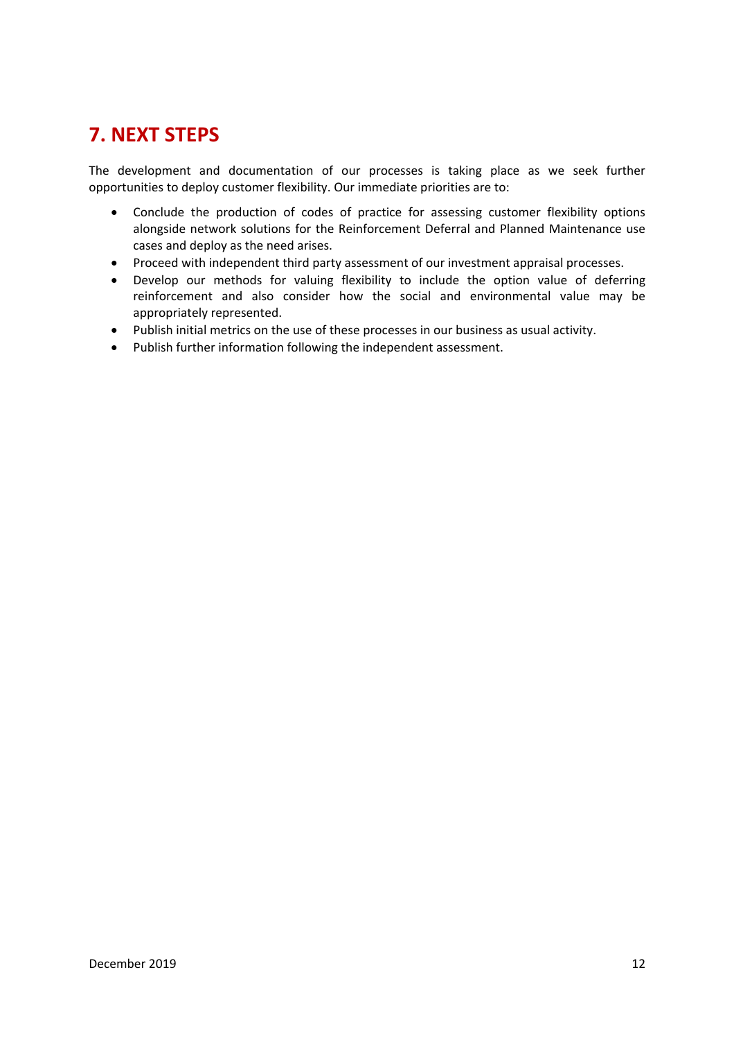## 7. NEXT STEPS

The development and documentation of our processes is taking place as we seek further opportunities to deploy customer flexibility. Our immediate priorities are to:

- Conclude the production of codes of practice for assessing customer flexibility options alongside network solutions for the Reinforcement Deferral and Planned Maintenance use cases and deploy as the need arises.
- Proceed with independent third party assessment of our investment appraisal processes.
- Develop our methods for valuing flexibility to include the option value of deferring reinforcement and also consider how the social and environmental value may be appropriately represented.
- Publish initial metrics on the use of these processes in our business as usual activity.
- Publish further information following the independent assessment.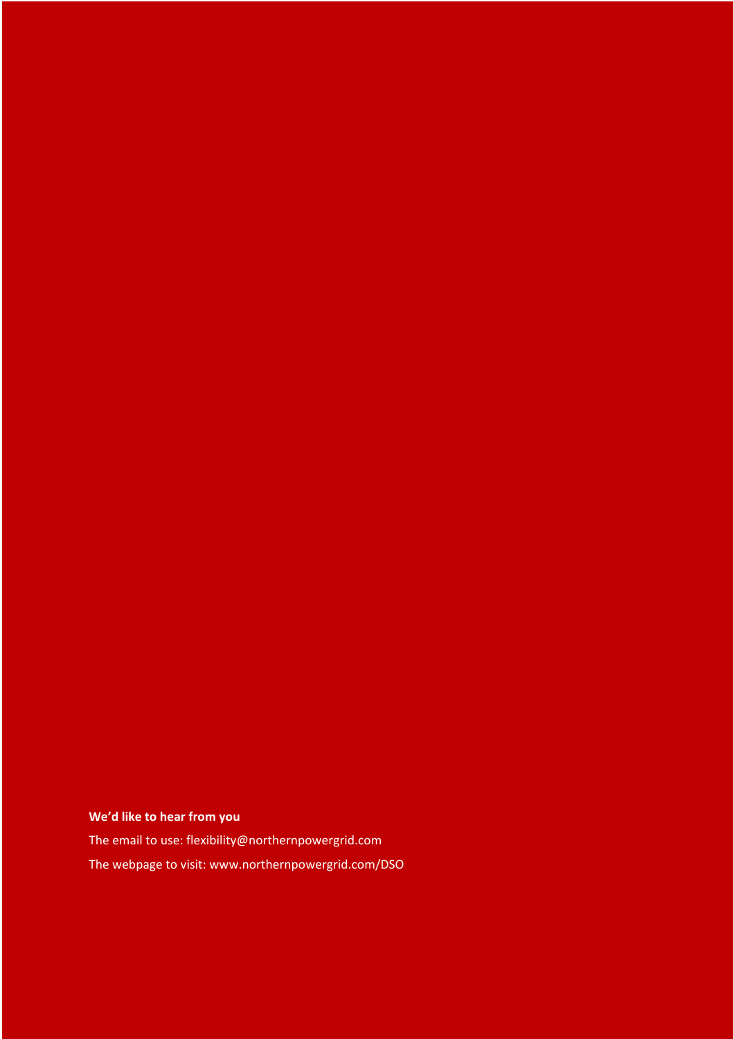**We'd like to hear from you**

The email to use: flexibility@northernpowergrid.com

The webpage to visit: www.northernpowergrid.com/DSO